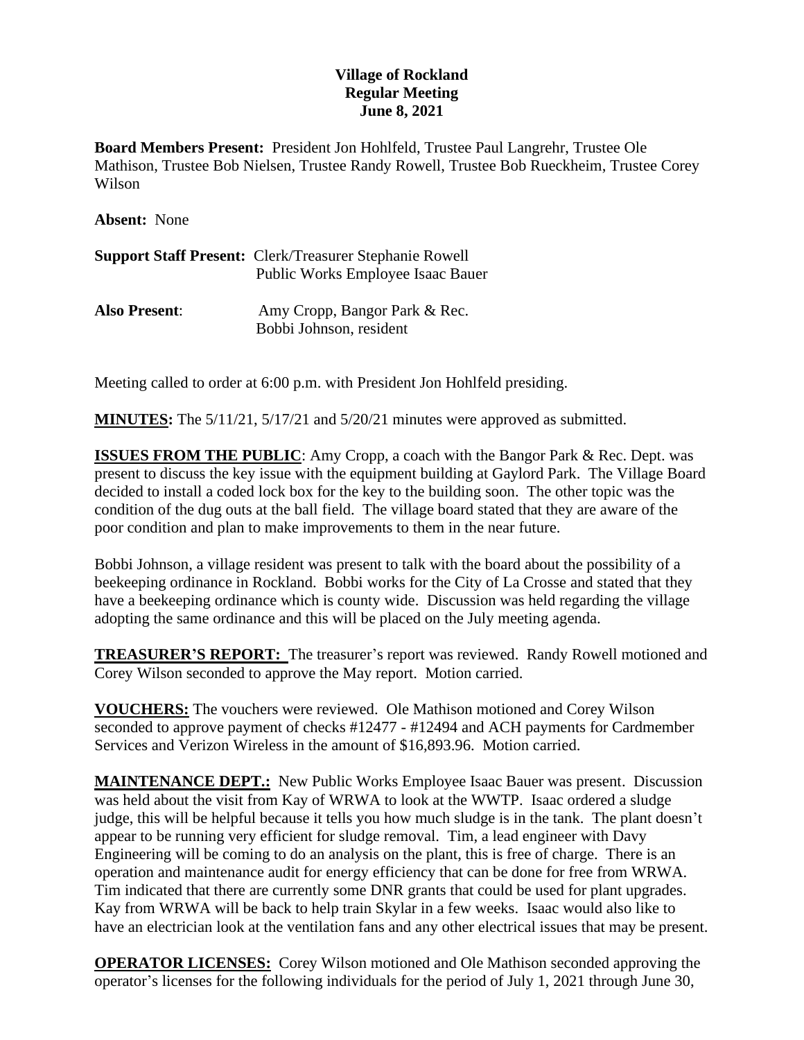**Village of Rockland**
**Regular Meeting**
**June 8, 2021**

**Board Members Present:** President Jon Hohlfeld, Trustee Paul Langrehr, Trustee Ole Mathison, Trustee Bob Nielsen, Trustee Randy Rowell, Trustee Bob Rueckheim, Trustee Corey Wilson

**Absent:** None

**Support Staff Present:** Clerk/Treasurer Stephanie Rowell
Public Works Employee Isaac Bauer

**Also Present**: Amy Cropp, Bangor Park & Rec.
Bobbi Johnson, resident

Meeting called to order at 6:00 p.m. with President Jon Hohlfeld presiding.

**MINUTES:** The 5/11/21, 5/17/21 and 5/20/21 minutes were approved as submitted.

**ISSUES FROM THE PUBLIC**: Amy Cropp, a coach with the Bangor Park & Rec. Dept. was present to discuss the key issue with the equipment building at Gaylord Park. The Village Board decided to install a coded lock box for the key to the building soon. The other topic was the condition of the dug outs at the ball field. The village board stated that they are aware of the poor condition and plan to make improvements to them in the near future.

Bobbi Johnson, a village resident was present to talk with the board about the possibility of a beekeeping ordinance in Rockland. Bobbi works for the City of La Crosse and stated that they have a beekeeping ordinance which is county wide. Discussion was held regarding the village adopting the same ordinance and this will be placed on the July meeting agenda.

**TREASURER'S REPORT:** The treasurer's report was reviewed. Randy Rowell motioned and Corey Wilson seconded to approve the May report. Motion carried.

**VOUCHERS:** The vouchers were reviewed. Ole Mathison motioned and Corey Wilson seconded to approve payment of checks #12477 - #12494 and ACH payments for Cardmember Services and Verizon Wireless in the amount of $16,893.96. Motion carried.

**MAINTENANCE DEPT.:** New Public Works Employee Isaac Bauer was present. Discussion was held about the visit from Kay of WRWA to look at the WWTP. Isaac ordered a sludge judge, this will be helpful because it tells you how much sludge is in the tank. The plant doesn't appear to be running very efficient for sludge removal. Tim, a lead engineer with Davy Engineering will be coming to do an analysis on the plant, this is free of charge. There is an operation and maintenance audit for energy efficiency that can be done for free from WRWA. Tim indicated that there are currently some DNR grants that could be used for plant upgrades. Kay from WRWA will be back to help train Skylar in a few weeks. Isaac would also like to have an electrician look at the ventilation fans and any other electrical issues that may be present.

**OPERATOR LICENSES:** Corey Wilson motioned and Ole Mathison seconded approving the operator's licenses for the following individuals for the period of July 1, 2021 through June 30,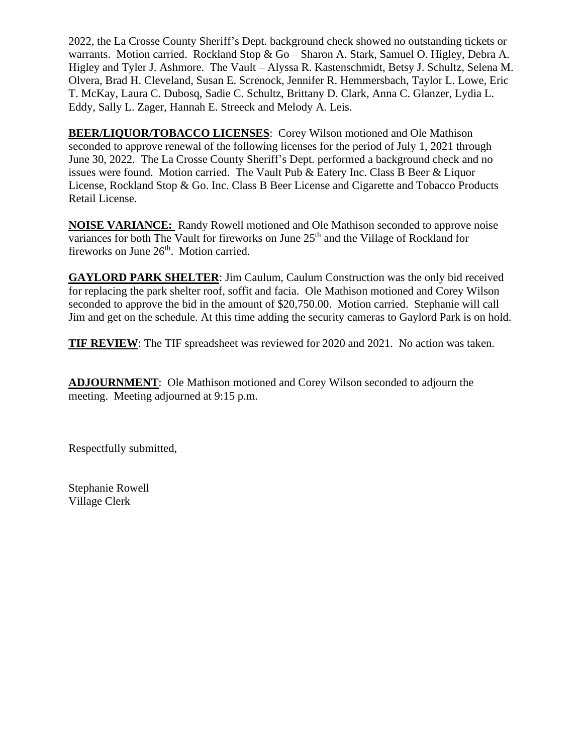2022, the La Crosse County Sheriff's Dept. background check showed no outstanding tickets or warrants. Motion carried. Rockland Stop & Go – Sharon A. Stark, Samuel O. Higley, Debra A. Higley and Tyler J. Ashmore. The Vault – Alyssa R. Kastenschmidt, Betsy J. Schultz, Selena M. Olvera, Brad H. Cleveland, Susan E. Screnock, Jennifer R. Hemmersbach, Taylor L. Lowe, Eric T. McKay, Laura C. Dubosq, Sadie C. Schultz, Brittany D. Clark, Anna C. Glanzer, Lydia L. Eddy, Sally L. Zager, Hannah E. Streeck and Melody A. Leis.

**BEER/LIQUOR/TOBACCO LICENSES**: Corey Wilson motioned and Ole Mathison seconded to approve renewal of the following licenses for the period of July 1, 2021 through June 30, 2022. The La Crosse County Sheriff's Dept. performed a background check and no issues were found. Motion carried. The Vault Pub & Eatery Inc. Class B Beer & Liquor License, Rockland Stop & Go. Inc. Class B Beer License and Cigarette and Tobacco Products Retail License.

**NOISE VARIANCE:** Randy Rowell motioned and Ole Mathison seconded to approve noise variances for both The Vault for fireworks on June 25th and the Village of Rockland for fireworks on June 26th. Motion carried.

**GAYLORD PARK SHELTER**: Jim Caulum, Caulum Construction was the only bid received for replacing the park shelter roof, soffit and facia. Ole Mathison motioned and Corey Wilson seconded to approve the bid in the amount of $20,750.00. Motion carried. Stephanie will call Jim and get on the schedule. At this time adding the security cameras to Gaylord Park is on hold.

**TIF REVIEW**: The TIF spreadsheet was reviewed for 2020 and 2021. No action was taken.

**ADJOURNMENT**: Ole Mathison motioned and Corey Wilson seconded to adjourn the meeting. Meeting adjourned at 9:15 p.m.

Respectfully submitted,

Stephanie Rowell
Village Clerk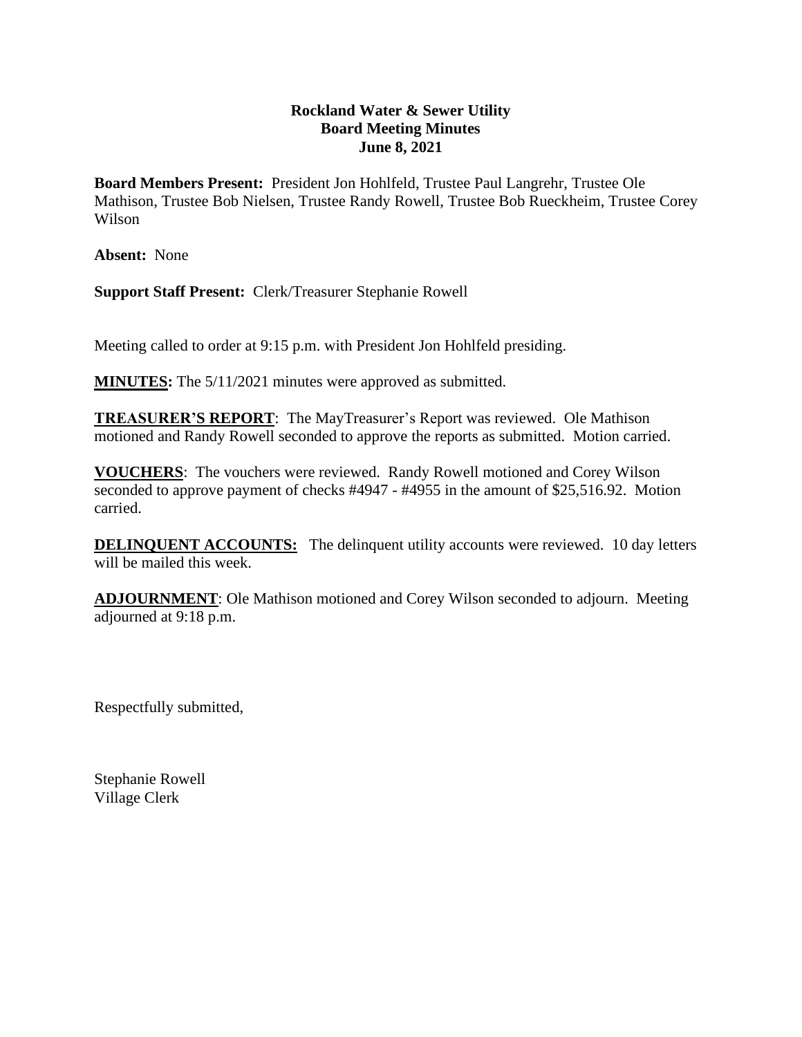**Rockland Water & Sewer Utility**
**Board Meeting Minutes**
**June 8, 2021**

**Board Members Present:** President Jon Hohlfeld, Trustee Paul Langrehr, Trustee Ole Mathison, Trustee Bob Nielsen, Trustee Randy Rowell, Trustee Bob Rueckheim, Trustee Corey Wilson

**Absent:** None

**Support Staff Present:** Clerk/Treasurer Stephanie Rowell

Meeting called to order at 9:15 p.m. with President Jon Hohlfeld presiding.

**MINUTES:** The 5/11/2021 minutes were approved as submitted.

**TREASURER'S REPORT**: The MayTreasurer's Report was reviewed. Ole Mathison motioned and Randy Rowell seconded to approve the reports as submitted. Motion carried.

**VOUCHERS**: The vouchers were reviewed. Randy Rowell motioned and Corey Wilson seconded to approve payment of checks #4947 - #4955 in the amount of $25,516.92. Motion carried.

**DELINQUENT ACCOUNTS:** The delinquent utility accounts were reviewed. 10 day letters will be mailed this week.

**ADJOURNMENT**: Ole Mathison motioned and Corey Wilson seconded to adjourn. Meeting adjourned at 9:18 p.m.

Respectfully submitted,

Stephanie Rowell
Village Clerk